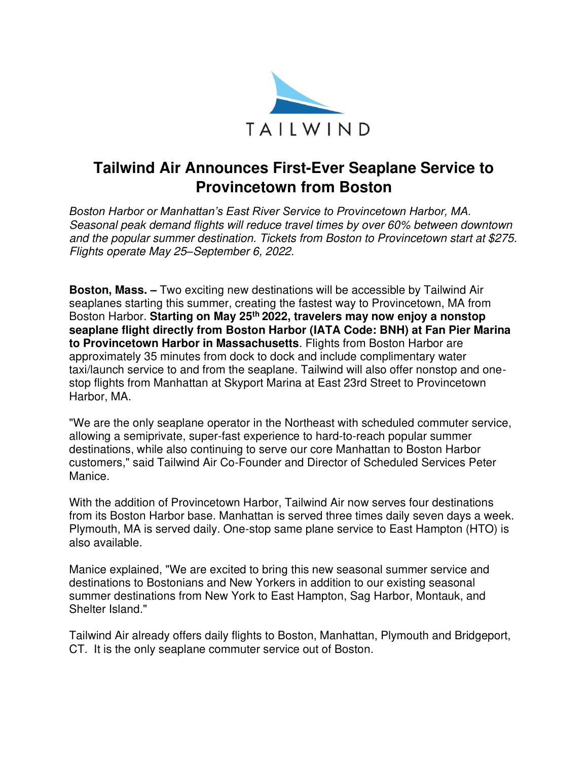TAILWIND

# Tailwind Air Announces First-Ever Seaplane Service to Provincetown from Boston

*Boston Harbor or Manhattan's East River Service to Provincetown Harbor, MA. Seasonal peak demand flights will reduce travel times by over 60% between downtown and the popular summer destination. Tickets from Boston to Provincetown start at $275. Flights operate May 25–September 6, 2022.*

**Boston, Mass. –** Two exciting new destinations will be accessible by Tailwind Air seaplanes starting this summer, creating the fastest way to Provincetown, MA from Boston Harbor. **Starting on May 25th 2022, travelers may now enjoy a nonstop seaplane flight directly from Boston Harbor (IATA Code: BNH) at Fan Pier Marina to Provincetown Harbor in Massachusetts**. Flights from Boston Harbor are approximately 35 minutes from dock to dock and include complimentary water taxi/launch service to and from the seaplane. Tailwind will also offer nonstop and one-stop flights from Manhattan at Skyport Marina at East 23rd Street to Provincetown Harbor, MA.

"We are the only seaplane operator in the Northeast with scheduled commuter service, allowing a semiprivate, super-fast experience to hard-to-reach popular summer destinations, while also continuing to serve our core Manhattan to Boston Harbor customers," said Tailwind Air Co-Founder and Director of Scheduled Services Peter Manice.

With the addition of Provincetown Harbor, Tailwind Air now serves four destinations from its Boston Harbor base. Manhattan is served three times daily seven days a week. Plymouth, MA is served daily. One-stop same plane service to East Hampton (HTO) is also available.

Manice explained, "We are excited to bring this new seasonal summer service and destinations to Bostonians and New Yorkers in addition to our existing seasonal summer destinations from New York to East Hampton, Sag Harbor, Montauk, and Shelter Island."

Tailwind Air already offers daily flights to Boston, Manhattan, Plymouth and Bridgeport, CT. It is the only seaplane commuter service out of Boston.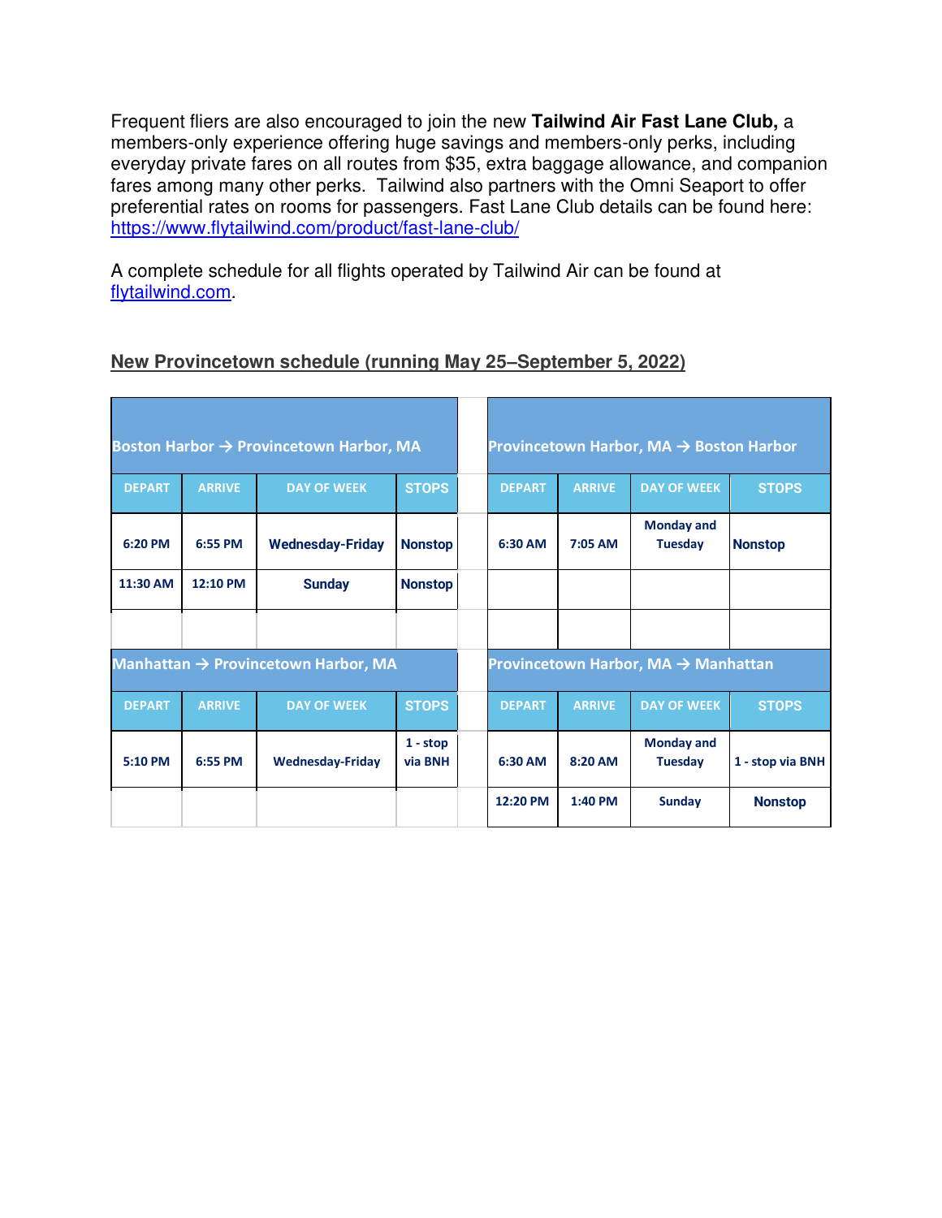Frequent fliers are also encouraged to join the new **Tailwind Air Fast Lane Club,** a members-only experience offering huge savings and members-only perks, including everyday private fares on all routes from $35, extra baggage allowance, and companion fares among many other perks. Tailwind also partners with the Omni Seaport to offer preferential rates on rooms for passengers. Fast Lane Club details can be found here: https://www.flytailwind.com/product/fast-lane-club/

A complete schedule for all flights operated by Tailwind Air can be found at flytailwind.com.

## New Provincetown schedule (running May 25–September 5, 2022)

| Boston Harbor → Provincetown Harbor, MA | | | | | Provincetown Harbor, MA → Boston Harbor | | | |
|---|---|---|---|---|---|---|---|---|
| DEPART | ARRIVE | DAY OF WEEK | STOPS | | DEPART | ARRIVE | DAY OF WEEK | STOPS |
| 6:20 PM | 6:55 PM | Wednesday-Friday | Nonstop | | 6:30 AM | 7:05 AM | Monday and Tuesday | Nonstop |
| 11:30 AM | 12:10 PM | Sunday | Nonstop | | | | | |
| | | | | | | | | |
| **Manhattan → Provincetown Harbor, MA** | | | | | **Provincetown Harbor, MA → Manhattan** | | | |
| DEPART | ARRIVE | DAY OF WEEK | STOPS | | DEPART | ARRIVE | DAY OF WEEK | STOPS |
| 5:10 PM | 6:55 PM | Wednesday-Friday | 1 - stop via BNH | | 6:30 AM | 8:20 AM | Monday and Tuesday | 1 - stop via BNH |
| | | | | | 12:20 PM | 1:40 PM | Sunday | Nonstop |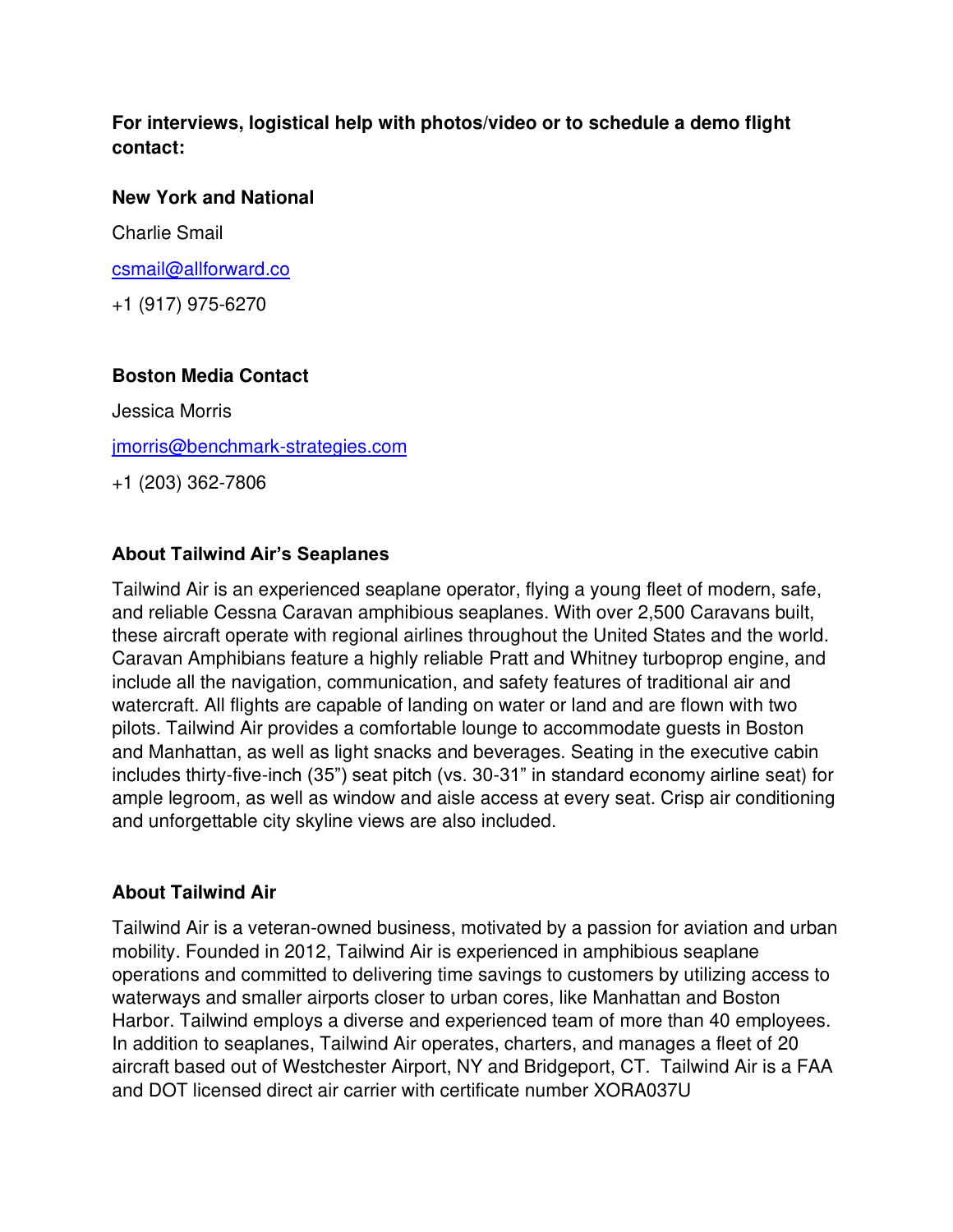**For interviews, logistical help with photos/video or to schedule a demo flight contact:**

**New York and National**

Charlie Smail

[csmail@allforward.co](mailto:csmail@allforward.co)

+1 (917) 975-6270

**Boston Media Contact**

Jessica Morris

[jmorris@benchmark-strategies.com](mailto:jmorris@benchmark-strategies.com)

+1 (203) 362-7806

**About Tailwind Air's Seaplanes**

Tailwind Air is an experienced seaplane operator, flying a young fleet of modern, safe, and reliable Cessna Caravan amphibious seaplanes. With over 2,500 Caravans built, these aircraft operate with regional airlines throughout the United States and the world. Caravan Amphibians feature a highly reliable Pratt and Whitney turboprop engine, and include all the navigation, communication, and safety features of traditional air and watercraft. All flights are capable of landing on water or land and are flown with two pilots. Tailwind Air provides a comfortable lounge to accommodate guests in Boston and Manhattan, as well as light snacks and beverages. Seating in the executive cabin includes thirty-five-inch (35") seat pitch (vs. 30-31" in standard economy airline seat) for ample legroom, as well as window and aisle access at every seat. Crisp air conditioning and unforgettable city skyline views are also included.

**About Tailwind Air**

Tailwind Air is a veteran-owned business, motivated by a passion for aviation and urban mobility. Founded in 2012, Tailwind Air is experienced in amphibious seaplane operations and committed to delivering time savings to customers by utilizing access to waterways and smaller airports closer to urban cores, like Manhattan and Boston Harbor. Tailwind employs a diverse and experienced team of more than 40 employees. In addition to seaplanes, Tailwind Air operates, charters, and manages a fleet of 20 aircraft based out of Westchester Airport, NY and Bridgeport, CT. Tailwind Air is a FAA and DOT licensed direct air carrier with certificate number XORA037U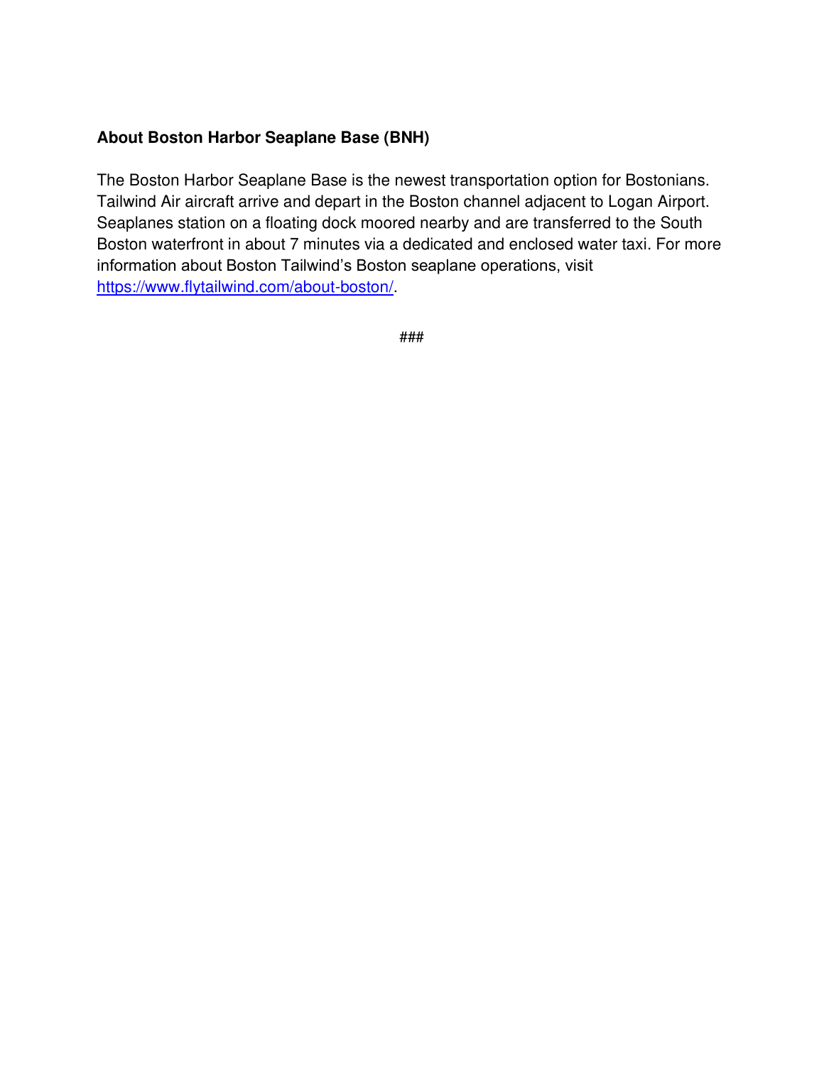**About Boston Harbor Seaplane Base (BNH)**

The Boston Harbor Seaplane Base is the newest transportation option for Bostonians. Tailwind Air aircraft arrive and depart in the Boston channel adjacent to Logan Airport. Seaplanes station on a floating dock moored nearby and are transferred to the South Boston waterfront in about 7 minutes via a dedicated and enclosed water taxi. For more information about Boston Tailwind's Boston seaplane operations, visit [https://www.flytailwind.com/about-boston/](https://www.flytailwind.com/about-boston/).

###